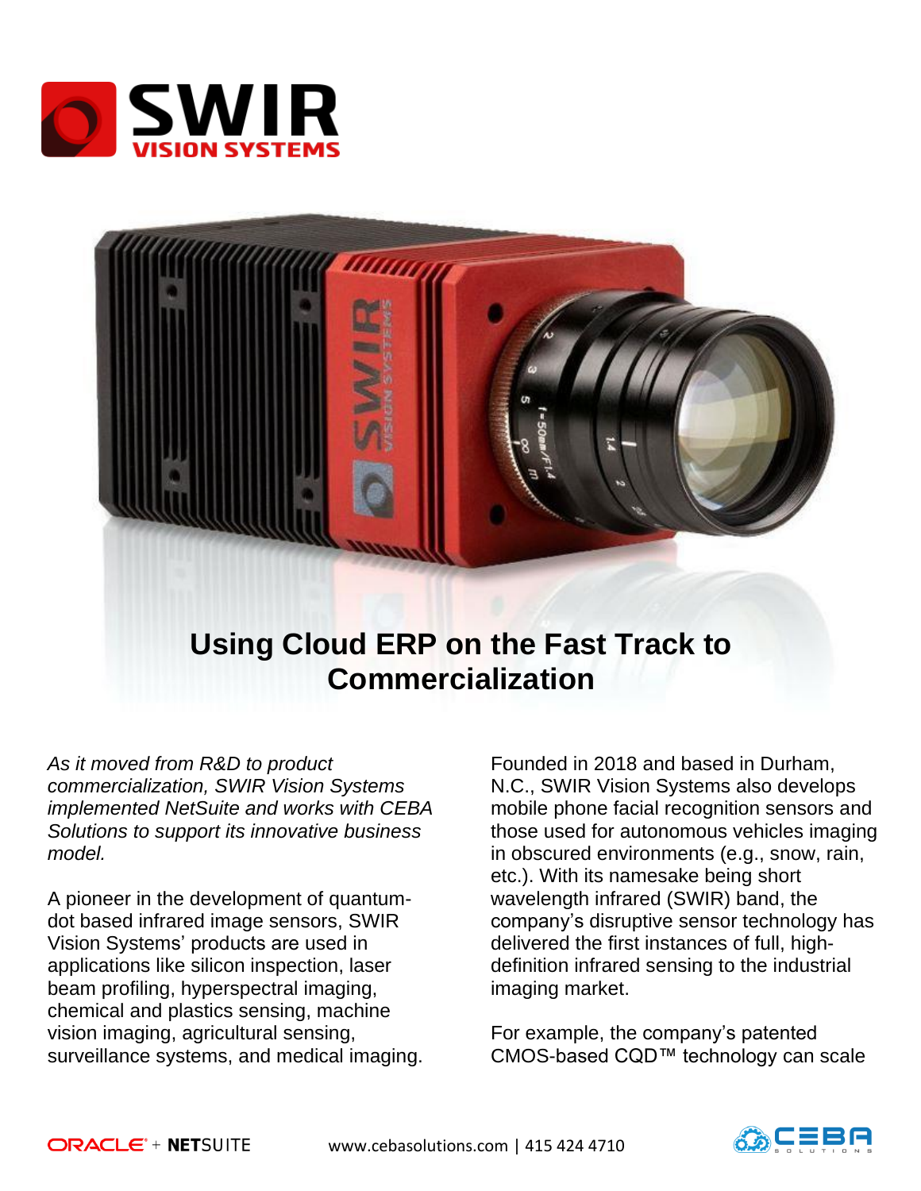# Using Cloud ERP on the Fast Track to Commercialization

*As it moved from R&D to product commercialization, SWIR Vision Systems implemented NetSuite and works with CEBA Solutions to support its innovative business model.*

A pioneer in the development of quantum-dot based infrared image sensors, SWIR Vision Systems' products are used in applications like silicon inspection, laser beam profiling, hyperspectral imaging, chemical and plastics sensing, machine vision imaging, agricultural sensing, surveillance systems, and medical imaging.

Founded in 2018 and based in Durham, N.C., SWIR Vision Systems also develops mobile phone facial recognition sensors and those used for autonomous vehicles imaging in obscured environments (e.g., snow, rain, etc.). With its namesake being short wavelength infrared (SWIR) band, the company's disruptive sensor technology has delivered the first instances of full, high-definition infrared sensing to the industrial imaging market.

For example, the company's patented CMOS-based CQD™ technology can scale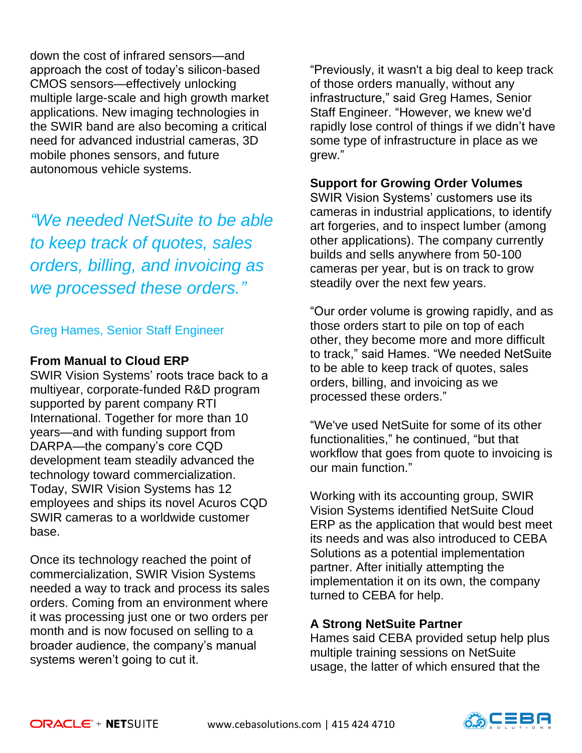down the cost of infrared sensors—and approach the cost of today's silicon-based CMOS sensors—effectively unlocking multiple large-scale and high growth market applications. New imaging technologies in the SWIR band are also becoming a critical need for advanced industrial cameras, 3D mobile phones sensors, and future autonomous vehicle systems.

*"We needed NetSuite to be able to keep track of quotes, sales orders, billing, and invoicing as we processed these orders."*

Greg Hames, Senior Staff Engineer

**From Manual to Cloud ERP**

SWIR Vision Systems' roots trace back to a multiyear, corporate-funded R&D program supported by parent company RTI International. Together for more than 10 years—and with funding support from DARPA—the company's core CQD development team steadily advanced the technology toward commercialization. Today, SWIR Vision Systems has 12 employees and ships its novel Acuros CQD SWIR cameras to a worldwide customer base.

Once its technology reached the point of commercialization, SWIR Vision Systems needed a way to track and process its sales orders. Coming from an environment where it was processing just one or two orders per month and is now focused on selling to a broader audience, the company's manual systems weren't going to cut it.

"Previously, it wasn't a big deal to keep track of those orders manually, without any infrastructure," said Greg Hames, Senior Staff Engineer. "However, we knew we'd rapidly lose control of things if we didn't have some type of infrastructure in place as we grew."

**Support for Growing Order Volumes**

SWIR Vision Systems' customers use its cameras in industrial applications, to identify art forgeries, and to inspect lumber (among other applications). The company currently builds and sells anywhere from 50-100 cameras per year, but is on track to grow steadily over the next few years.

"Our order volume is growing rapidly, and as those orders start to pile on top of each other, they become more and more difficult to track," said Hames. "We needed NetSuite to be able to keep track of quotes, sales orders, billing, and invoicing as we processed these orders."

"We've used NetSuite for some of its other functionalities," he continued, "but that workflow that goes from quote to invoicing is our main function."

Working with its accounting group, SWIR Vision Systems identified NetSuite Cloud ERP as the application that would best meet its needs and was also introduced to CEBA Solutions as a potential implementation partner. After initially attempting the implementation it on its own, the company turned to CEBA for help.

**A Strong NetSuite Partner**

Hames said CEBA provided setup help plus multiple training sessions on NetSuite usage, the latter of which ensured that the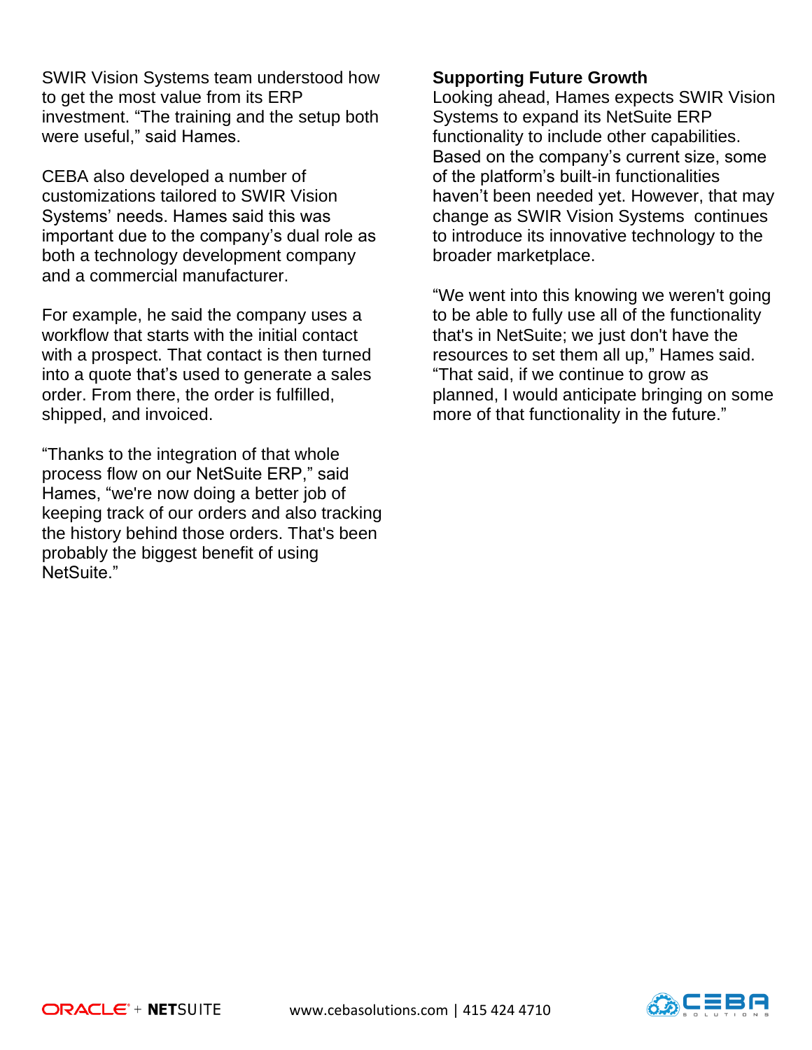SWIR Vision Systems team understood how to get the most value from its ERP investment. "The training and the setup both were useful," said Hames.

CEBA also developed a number of customizations tailored to SWIR Vision Systems' needs. Hames said this was important due to the company's dual role as both a technology development company and a commercial manufacturer.

For example, he said the company uses a workflow that starts with the initial contact with a prospect. That contact is then turned into a quote that's used to generate a sales order. From there, the order is fulfilled, shipped, and invoiced.

"Thanks to the integration of that whole process flow on our NetSuite ERP," said Hames, "we're now doing a better job of keeping track of our orders and also tracking the history behind those orders. That's been probably the biggest benefit of using NetSuite."

**Supporting Future Growth**

Looking ahead, Hames expects SWIR Vision Systems to expand its NetSuite ERP functionality to include other capabilities. Based on the company's current size, some of the platform's built-in functionalities haven't been needed yet. However, that may change as SWIR Vision Systems continues to introduce its innovative technology to the broader marketplace.

"We went into this knowing we weren't going to be able to fully use all of the functionality that's in NetSuite; we just don't have the resources to set them all up," Hames said. "That said, if we continue to grow as planned, I would anticipate bringing on some more of that functionality in the future."